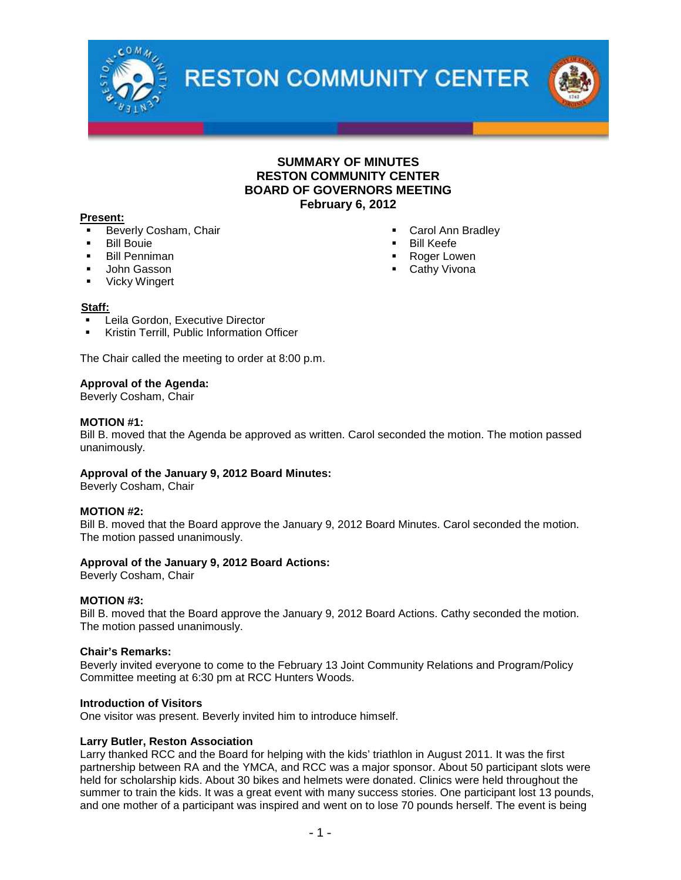# RESTON COMMUNITY CENTER

## SUMMARY OF MINUTES
## RESTON COMMUNITY CENTER
## BOARD OF GOVERNORS MEETING
## February 6, 2012

**Present:**

- Beverly Cosham, Chair
- Bill Bouie
- Bill Penniman
- John Gasson
- Vicky Wingert
- Carol Ann Bradley
- Bill Keefe
- Roger Lowen
- Cathy Vivona

**Staff:**

- Leila Gordon, Executive Director
- Kristin Terrill, Public Information Officer

The Chair called the meeting to order at 8:00 p.m.

**Approval of the Agenda:**
Beverly Cosham, Chair

**MOTION #1:**
Bill B. moved that the Agenda be approved as written. Carol seconded the motion. The motion passed unanimously.

**Approval of the January 9, 2012 Board Minutes:**
Beverly Cosham, Chair

**MOTION #2:**
Bill B. moved that the Board approve the January 9, 2012 Board Minutes. Carol seconded the motion. The motion passed unanimously.

**Approval of the January 9, 2012 Board Actions:**
Beverly Cosham, Chair

**MOTION #3:**
Bill B. moved that the Board approve the January 9, 2012 Board Actions. Cathy seconded the motion. The motion passed unanimously.

**Chair's Remarks:**
Beverly invited everyone to come to the February 13 Joint Community Relations and Program/Policy Committee meeting at 6:30 pm at RCC Hunters Woods.

**Introduction of Visitors**
One visitor was present. Beverly invited him to introduce himself.

**Larry Butler, Reston Association**
Larry thanked RCC and the Board for helping with the kids' triathlon in August 2011. It was the first partnership between RA and the YMCA, and RCC was a major sponsor. About 50 participant slots were held for scholarship kids. About 30 bikes and helmets were donated. Clinics were held throughout the summer to train the kids. It was a great event with many success stories. One participant lost 13 pounds, and one mother of a participant was inspired and went on to lose 70 pounds herself. The event is being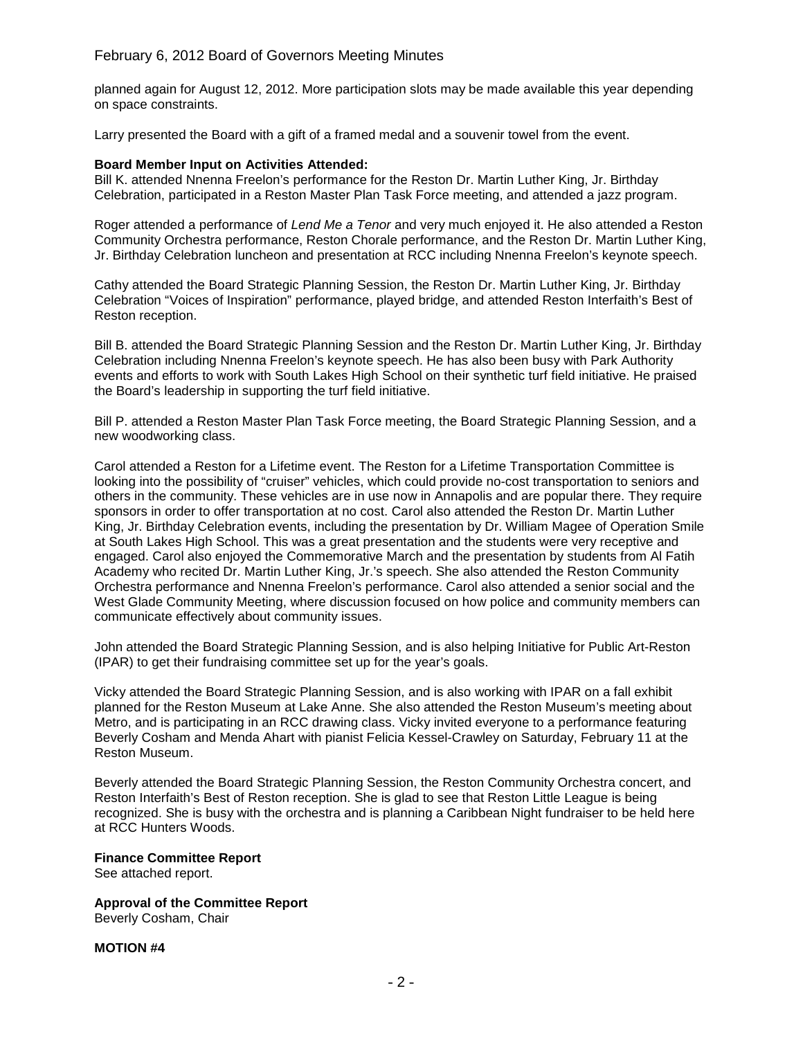planned again for August 12, 2012. More participation slots may be made available this year depending on space constraints.

Larry presented the Board with a gift of a framed medal and a souvenir towel from the event.

**Board Member Input on Activities Attended:**

Bill K. attended Nnenna Freelon's performance for the Reston Dr. Martin Luther King, Jr. Birthday Celebration, participated in a Reston Master Plan Task Force meeting, and attended a jazz program.

Roger attended a performance of *Lend Me a Tenor* and very much enjoyed it. He also attended a Reston Community Orchestra performance, Reston Chorale performance, and the Reston Dr. Martin Luther King, Jr. Birthday Celebration luncheon and presentation at RCC including Nnenna Freelon's keynote speech.

Cathy attended the Board Strategic Planning Session, the Reston Dr. Martin Luther King, Jr. Birthday Celebration "Voices of Inspiration" performance, played bridge, and attended Reston Interfaith's Best of Reston reception.

Bill B. attended the Board Strategic Planning Session and the Reston Dr. Martin Luther King, Jr. Birthday Celebration including Nnenna Freelon's keynote speech. He has also been busy with Park Authority events and efforts to work with South Lakes High School on their synthetic turf field initiative. He praised the Board's leadership in supporting the turf field initiative.

Bill P. attended a Reston Master Plan Task Force meeting, the Board Strategic Planning Session, and a new woodworking class.

Carol attended a Reston for a Lifetime event. The Reston for a Lifetime Transportation Committee is looking into the possibility of "cruiser" vehicles, which could provide no-cost transportation to seniors and others in the community. These vehicles are in use now in Annapolis and are popular there. They require sponsors in order to offer transportation at no cost. Carol also attended the Reston Dr. Martin Luther King, Jr. Birthday Celebration events, including the presentation by Dr. William Magee of Operation Smile at South Lakes High School. This was a great presentation and the students were very receptive and engaged. Carol also enjoyed the Commemorative March and the presentation by students from Al Fatih Academy who recited Dr. Martin Luther King, Jr.'s speech. She also attended the Reston Community Orchestra performance and Nnenna Freelon's performance. Carol also attended a senior social and the West Glade Community Meeting, where discussion focused on how police and community members can communicate effectively about community issues.

John attended the Board Strategic Planning Session, and is also helping Initiative for Public Art-Reston (IPAR) to get their fundraising committee set up for the year's goals.

Vicky attended the Board Strategic Planning Session, and is also working with IPAR on a fall exhibit planned for the Reston Museum at Lake Anne. She also attended the Reston Museum's meeting about Metro, and is participating in an RCC drawing class. Vicky invited everyone to a performance featuring Beverly Cosham and Menda Ahart with pianist Felicia Kessel-Crawley on Saturday, February 11 at the Reston Museum.

Beverly attended the Board Strategic Planning Session, the Reston Community Orchestra concert, and Reston Interfaith's Best of Reston reception. She is glad to see that Reston Little League is being recognized. She is busy with the orchestra and is planning a Caribbean Night fundraiser to be held here at RCC Hunters Woods.

**Finance Committee Report**

See attached report.

**Approval of the Committee Report**

Beverly Cosham, Chair

**MOTION #4**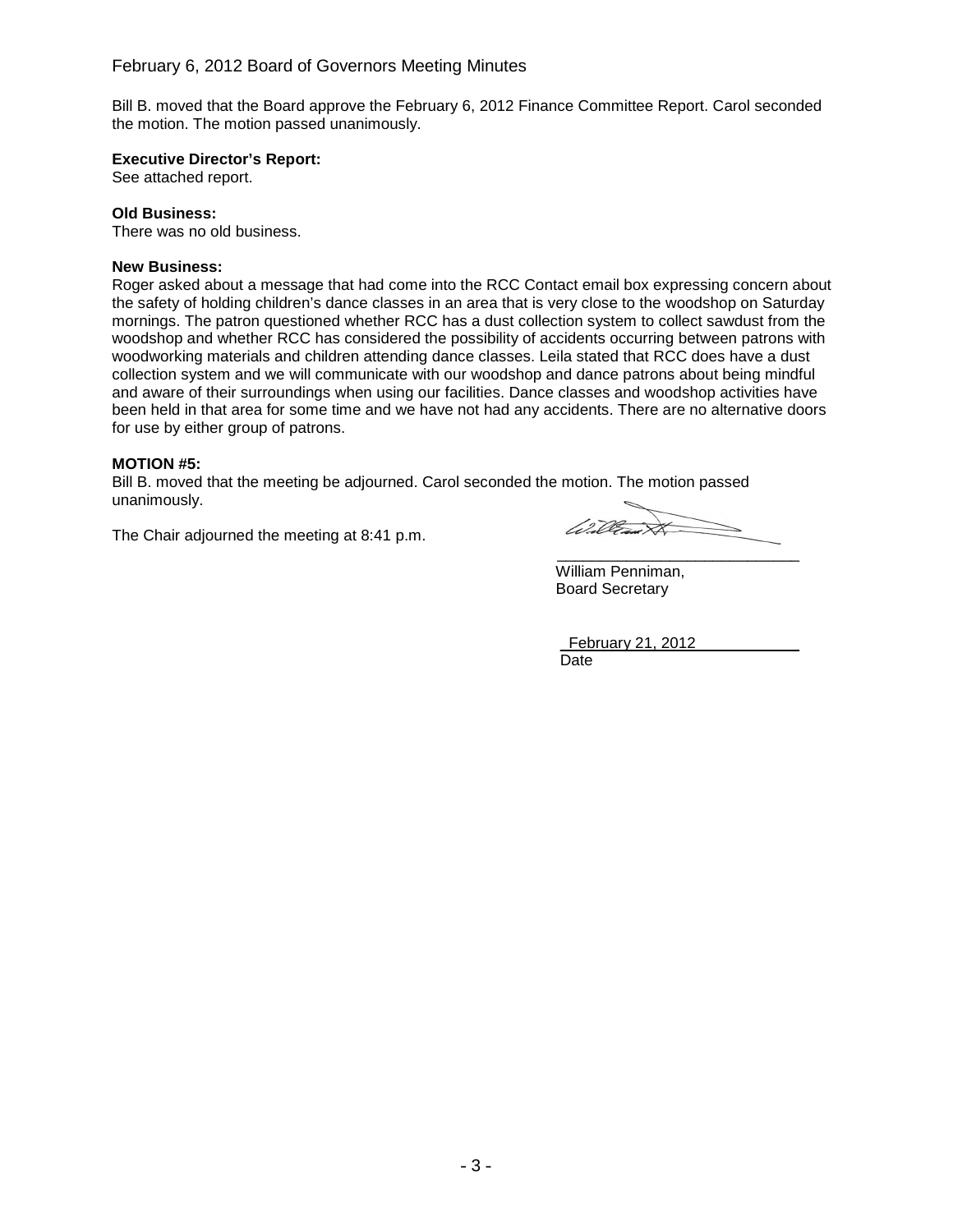Bill B. moved that the Board approve the February 6, 2012 Finance Committee Report. Carol seconded the motion. The motion passed unanimously.

**Executive Director's Report:**
See attached report.

**Old Business:**
There was no old business.

**New Business:**
Roger asked about a message that had come into the RCC Contact email box expressing concern about the safety of holding children's dance classes in an area that is very close to the woodshop on Saturday mornings. The patron questioned whether RCC has a dust collection system to collect sawdust from the woodshop and whether RCC has considered the possibility of accidents occurring between patrons with woodworking materials and children attending dance classes. Leila stated that RCC does have a dust collection system and we will communicate with our woodshop and dance patrons about being mindful and aware of their surroundings when using our facilities. Dance classes and woodshop activities have been held in that area for some time and we have not had any accidents. There are no alternative doors for use by either group of patrons.

**MOTION #5:**
Bill B. moved that the meeting be adjourned. Carol seconded the motion. The motion passed unanimously.

The Chair adjourned the meeting at 8:41 p.m.

William Penniman,
Board Secretary

February 21, 2012
Date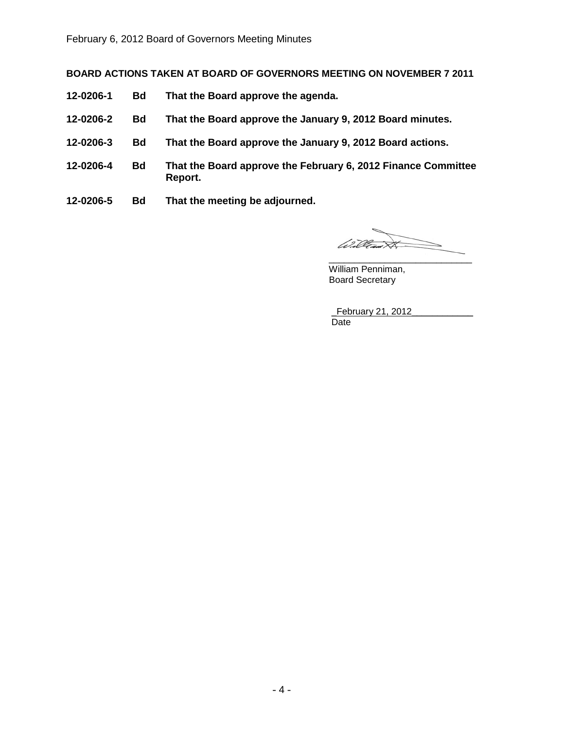**BOARD ACTIONS TAKEN AT BOARD OF GOVERNORS MEETING ON NOVEMBER 7 2011**

| | | |
|---|---|---|
| **12-0206-1** | **Bd** | **That the Board approve the agenda.** |
| **12-0206-2** | **Bd** | **That the Board approve the January 9, 2012 Board minutes.** |
| **12-0206-3** | **Bd** | **That the Board approve the January 9, 2012 Board actions.** |
| **12-0206-4** | **Bd** | **That the Board approve the February 6, 2012 Finance Committee Report.** |
| **12-0206-5** | **Bd** | **That the meeting be adjourned.** |

William Penniman,
Board Secretary

February 21, 2012
Date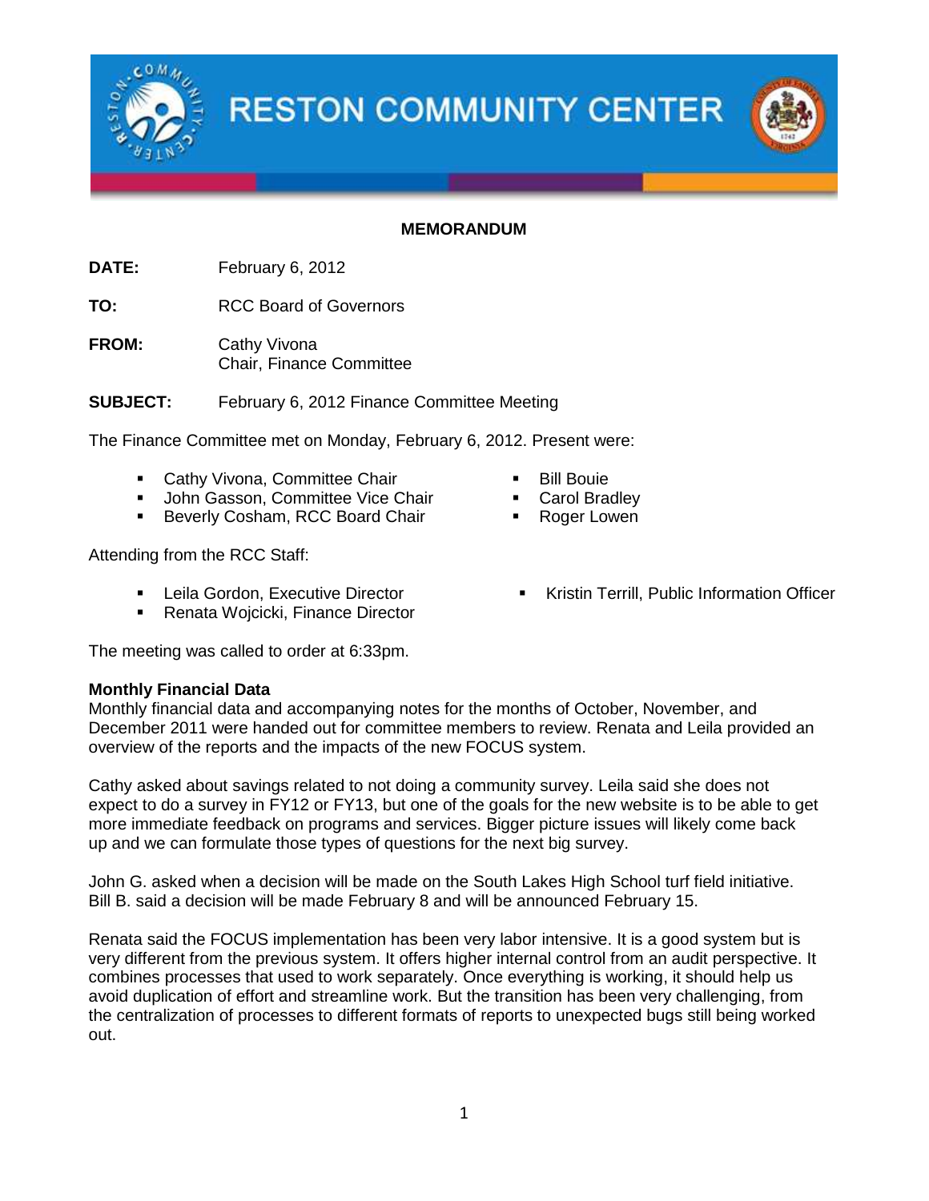# RESTON COMMUNITY CENTER

**MEMORANDUM**

**DATE:** February 6, 2012

**TO:** RCC Board of Governors

**FROM:** Cathy Vivona
Chair, Finance Committee

**SUBJECT:** February 6, 2012 Finance Committee Meeting

The Finance Committee met on Monday, February 6, 2012. Present were:

- Cathy Vivona, Committee Chair
- John Gasson, Committee Vice Chair
- Beverly Cosham, RCC Board Chair
- Bill Bouie
- Carol Bradley
- Roger Lowen

Attending from the RCC Staff:

- Leila Gordon, Executive Director
- Renata Wojcicki, Finance Director
- Kristin Terrill, Public Information Officer

The meeting was called to order at 6:33pm.

**Monthly Financial Data**
Monthly financial data and accompanying notes for the months of October, November, and December 2011 were handed out for committee members to review. Renata and Leila provided an overview of the reports and the impacts of the new FOCUS system.

Cathy asked about savings related to not doing a community survey. Leila said she does not expect to do a survey in FY12 or FY13, but one of the goals for the new website is to be able to get more immediate feedback on programs and services. Bigger picture issues will likely come back up and we can formulate those types of questions for the next big survey.

John G. asked when a decision will be made on the South Lakes High School turf field initiative. Bill B. said a decision will be made February 8 and will be announced February 15.

Renata said the FOCUS implementation has been very labor intensive. It is a good system but is very different from the previous system. It offers higher internal control from an audit perspective. It combines processes that used to work separately. Once everything is working, it should help us avoid duplication of effort and streamline work. But the transition has been very challenging, from the centralization of processes to different formats of reports to unexpected bugs still being worked out.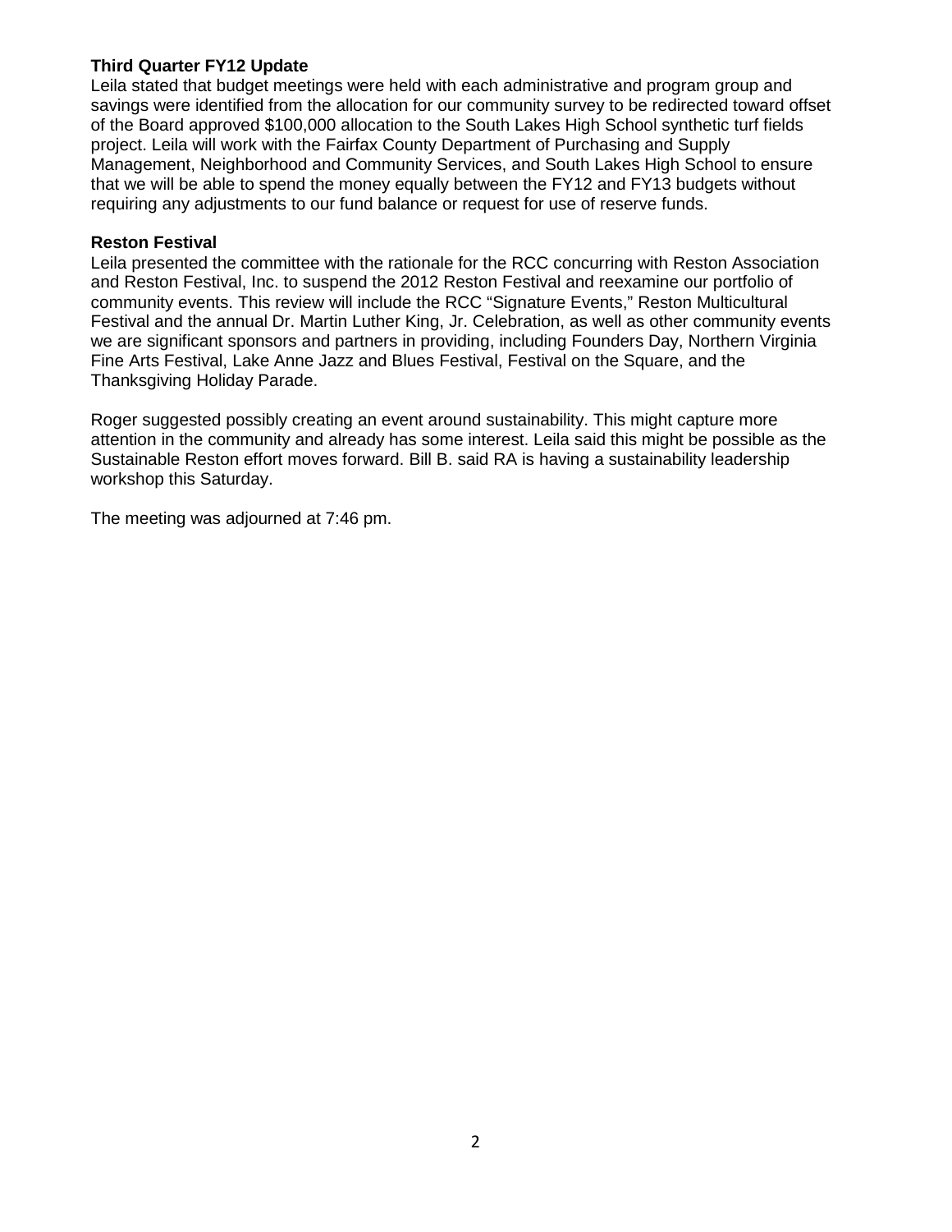**Third Quarter FY12 Update**
Leila stated that budget meetings were held with each administrative and program group and savings were identified from the allocation for our community survey to be redirected toward offset of the Board approved $100,000 allocation to the South Lakes High School synthetic turf fields project. Leila will work with the Fairfax County Department of Purchasing and Supply Management, Neighborhood and Community Services, and South Lakes High School to ensure that we will be able to spend the money equally between the FY12 and FY13 budgets without requiring any adjustments to our fund balance or request for use of reserve funds.

**Reston Festival**
Leila presented the committee with the rationale for the RCC concurring with Reston Association and Reston Festival, Inc. to suspend the 2012 Reston Festival and reexamine our portfolio of community events. This review will include the RCC "Signature Events," Reston Multicultural Festival and the annual Dr. Martin Luther King, Jr. Celebration, as well as other community events we are significant sponsors and partners in providing, including Founders Day, Northern Virginia Fine Arts Festival, Lake Anne Jazz and Blues Festival, Festival on the Square, and the Thanksgiving Holiday Parade.

Roger suggested possibly creating an event around sustainability. This might capture more attention in the community and already has some interest. Leila said this might be possible as the Sustainable Reston effort moves forward. Bill B. said RA is having a sustainability leadership workshop this Saturday.

The meeting was adjourned at 7:46 pm.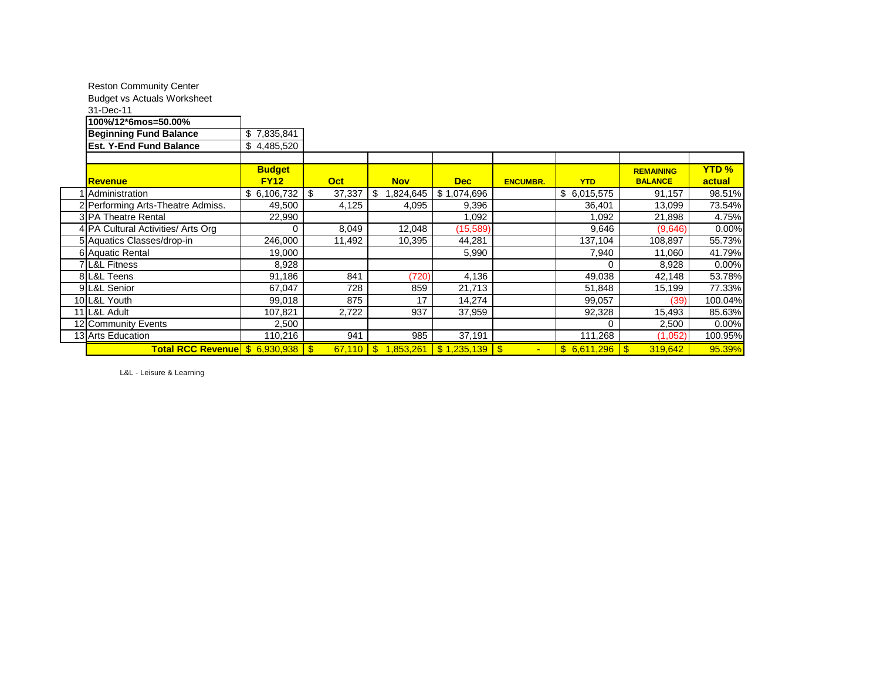Reston Community Center

Budget vs Actuals Worksheet

31-Dec-11

| **100%/12*6mos=50.00%** | |
|---|---|
| **Beginning Fund Balance** | $ 7,835,841 |
| **Est. Y-End Fund Balance** | $ 4,485,520 |

| | **Revenue** | **Budget FY12** | **Oct** | **Nov** | **Dec** | **ENCUMBR.** | **YTD** | **REMAINING BALANCE** | **YTD % actual** |
|---|---|---|---|---|---|---|---|---|---|
| 1 | Administration | $ 6,106,732 | $ 37,337 | $ 1,824,645 | $ 1,074,696 | | $ 6,015,575 | 91,157 | 98.51% |
| 2 | Performing Arts-Theatre Admiss. | 49,500 | 4,125 | 4,095 | 9,396 | | 36,401 | 13,099 | 73.54% |
| 3 | PA Theatre Rental | 22,990 | | | 1,092 | | 1,092 | 21,898 | 4.75% |
| 4 | PA Cultural Activities/ Arts Org | 0 | 8,049 | 12,048 | (15,589) | | 9,646 | (9,646) | 0.00% |
| 5 | Aquatics Classes/drop-in | 246,000 | 11,492 | 10,395 | 44,281 | | 137,104 | 108,897 | 55.73% |
| 6 | Aquatic Rental | 19,000 | | | 5,990 | | 7,940 | 11,060 | 41.79% |
| 7 | L&L Fitness | 8,928 | | | | | 0 | 8,928 | 0.00% |
| 8 | L&L Teens | 91,186 | 841 | (720) | 4,136 | | 49,038 | 42,148 | 53.78% |
| 9 | L&L Senior | 67,047 | 728 | 859 | 21,713 | | 51,848 | 15,199 | 77.33% |
| 10 | L&L Youth | 99,018 | 875 | 17 | 14,274 | | 99,057 | (39) | 100.04% |
| 11 | L&L Adult | 107,821 | 2,722 | 937 | 37,959 | | 92,328 | 15,493 | 85.63% |
| 12 | Community Events | 2,500 | | | | | 0 | 2,500 | 0.00% |
| 13 | Arts Education | 110,216 | 941 | 985 | 37,191 | | 111,268 | (1,052) | 100.95% |
| | **Total RCC Revenue** | $ 6,930,938 | $ 67,110 | $ 1,853,261 | $ 1,235,139 | $ - | $ 6,611,296 | $ 319,642 | 95.39% |

L&L - Leisure & Learning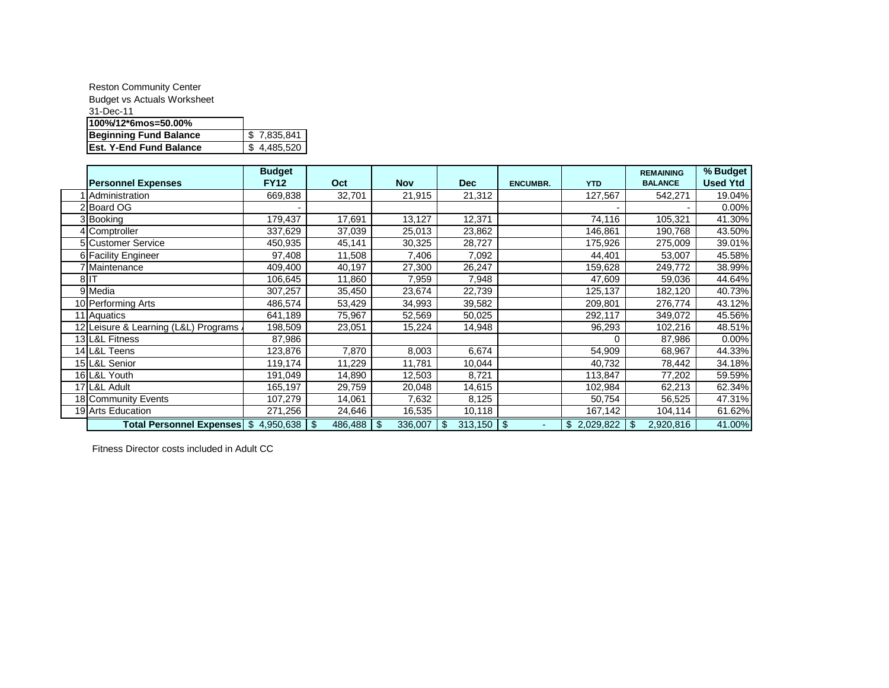Reston Community Center
Budget vs Actuals Worksheet
31-Dec-11

| **100%/12*6mos=50.00%** | |
|---|---|
| **Beginning Fund Balance** | $ 7,835,841 |
| **Est. Y-End Fund Balance** | $ 4,485,520 |

| | **Personnel Expenses** | **Budget FY12** | **Oct** | **Nov** | **Dec** | **ENCUMBR.** | **YTD** | **REMAINING BALANCE** | **% Budget Used Ytd** |
|---|---|---|---|---|---|---|---|---|---|
| 1 | Administration | 669,838 | 32,701 | 21,915 | 21,312 | | 127,567 | 542,271 | 19.04% |
| 2 | Board OG | - | | | | | - | - | 0.00% |
| 3 | Booking | 179,437 | 17,691 | 13,127 | 12,371 | | 74,116 | 105,321 | 41.30% |
| 4 | Comptroller | 337,629 | 37,039 | 25,013 | 23,862 | | 146,861 | 190,768 | 43.50% |
| 5 | Customer Service | 450,935 | 45,141 | 30,325 | 28,727 | | 175,926 | 275,009 | 39.01% |
| 6 | Facility Engineer | 97,408 | 11,508 | 7,406 | 7,092 | | 44,401 | 53,007 | 45.58% |
| 7 | Maintenance | 409,400 | 40,197 | 27,300 | 26,247 | | 159,628 | 249,772 | 38.99% |
| 8 | IT | 106,645 | 11,860 | 7,959 | 7,948 | | 47,609 | 59,036 | 44.64% |
| 9 | Media | 307,257 | 35,450 | 23,674 | 22,739 | | 125,137 | 182,120 | 40.73% |
| 10 | Performing Arts | 486,574 | 53,429 | 34,993 | 39,582 | | 209,801 | 276,774 | 43.12% |
| 11 | Aquatics | 641,189 | 75,967 | 52,569 | 50,025 | | 292,117 | 349,072 | 45.56% |
| 12 | Leisure & Learning (L&L) Programs | 198,509 | 23,051 | 15,224 | 14,948 | | 96,293 | 102,216 | 48.51% |
| 13 | L&L Fitness | 87,986 | | | | | 0 | 87,986 | 0.00% |
| 14 | L&L Teens | 123,876 | 7,870 | 8,003 | 6,674 | | 54,909 | 68,967 | 44.33% |
| 15 | L&L Senior | 119,174 | 11,229 | 11,781 | 10,044 | | 40,732 | 78,442 | 34.18% |
| 16 | L&L Youth | 191,049 | 14,890 | 12,503 | 8,721 | | 113,847 | 77,202 | 59.59% |
| 17 | L&L Adult | 165,197 | 29,759 | 20,048 | 14,615 | | 102,984 | 62,213 | 62.34% |
| 18 | Community Events | 107,279 | 14,061 | 7,632 | 8,125 | | 50,754 | 56,525 | 47.31% |
| 19 | Arts Education | 271,256 | 24,646 | 16,535 | 10,118 | | 167,142 | 104,114 | 61.62% |
| | **Total Personnel Expenses** | $ 4,950,638 | $ 486,488 | $ 336,007 | $ 313,150 | $ - | $ 2,029,822 | $ 2,920,816 | 41.00% |

Fitness Director costs included in Adult CC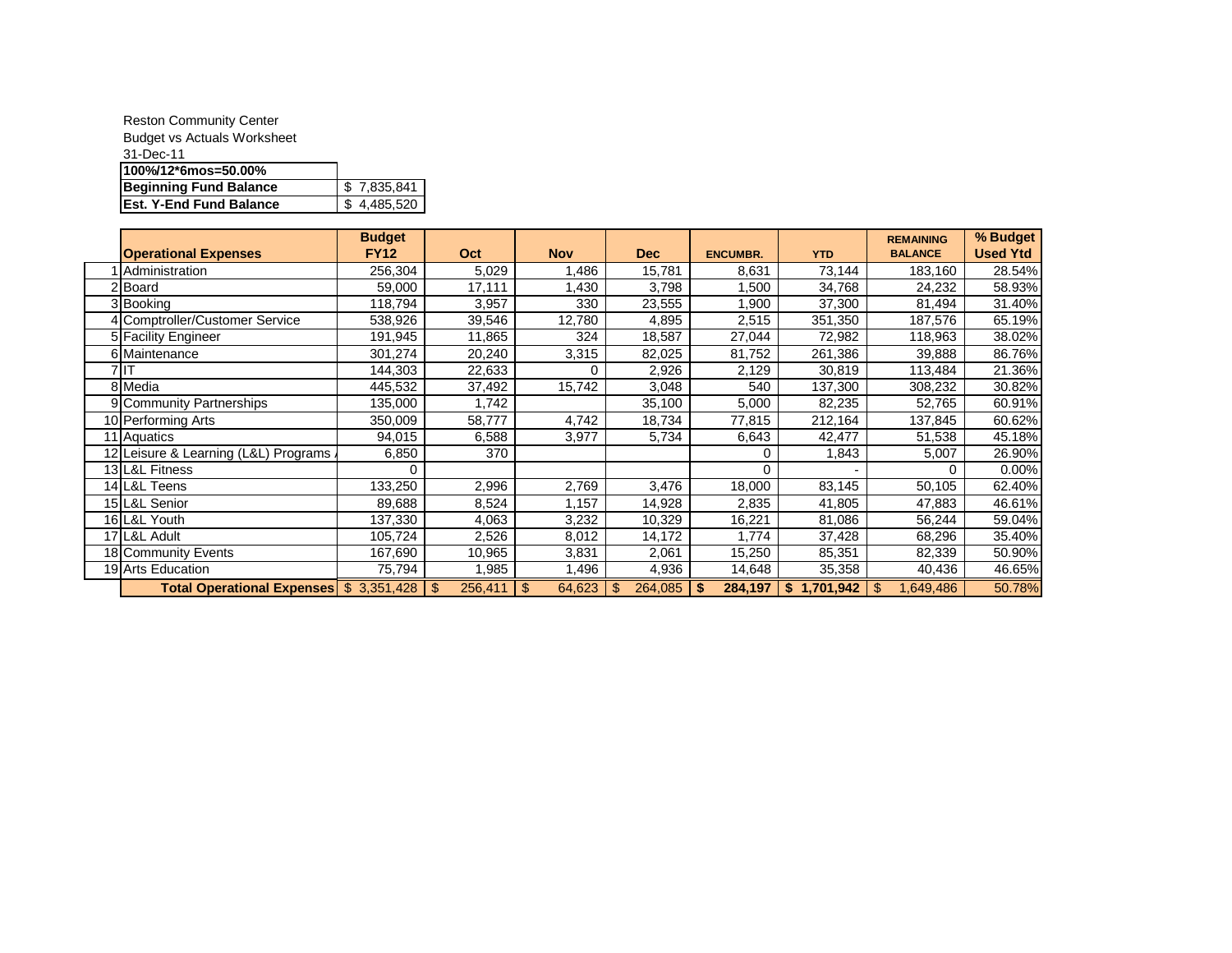Reston Community Center

Budget vs Actuals Worksheet

31-Dec-11

| 100%/12*6mos=50.00% | |
|---|---|
| **Beginning Fund Balance** | $ 7,835,841 |
| **Est. Y-End Fund Balance** | $ 4,485,520 |

| | Operational Expenses | Budget FY12 | Oct | Nov | Dec | ENCUMBR. | YTD | REMAINING BALANCE | % Budget Used Ytd |
|---|---|---|---|---|---|---|---|---|---|
| 1 | Administration | 256,304 | 5,029 | 1,486 | 15,781 | 8,631 | 73,144 | 183,160 | 28.54% |
| 2 | Board | 59,000 | 17,111 | 1,430 | 3,798 | 1,500 | 34,768 | 24,232 | 58.93% |
| 3 | Booking | 118,794 | 3,957 | 330 | 23,555 | 1,900 | 37,300 | 81,494 | 31.40% |
| 4 | Comptroller/Customer Service | 538,926 | 39,546 | 12,780 | 4,895 | 2,515 | 351,350 | 187,576 | 65.19% |
| 5 | Facility Engineer | 191,945 | 11,865 | 324 | 18,587 | 27,044 | 72,982 | 118,963 | 38.02% |
| 6 | Maintenance | 301,274 | 20,240 | 3,315 | 82,025 | 81,752 | 261,386 | 39,888 | 86.76% |
| 7 | IT | 144,303 | 22,633 | 0 | 2,926 | 2,129 | 30,819 | 113,484 | 21.36% |
| 8 | Media | 445,532 | 37,492 | 15,742 | 3,048 | 540 | 137,300 | 308,232 | 30.82% |
| 9 | Community Partnerships | 135,000 | 1,742 | | 35,100 | 5,000 | 82,235 | 52,765 | 60.91% |
| 10 | Performing Arts | 350,009 | 58,777 | 4,742 | 18,734 | 77,815 | 212,164 | 137,845 | 60.62% |
| 11 | Aquatics | 94,015 | 6,588 | 3,977 | 5,734 | 6,643 | 42,477 | 51,538 | 45.18% |
| 12 | Leisure & Learning (L&L) Programs | 6,850 | 370 | | | 0 | 1,843 | 5,007 | 26.90% |
| 13 | L&L Fitness | 0 | | | | 0 | - | 0 | 0.00% |
| 14 | L&L Teens | 133,250 | 2,996 | 2,769 | 3,476 | 18,000 | 83,145 | 50,105 | 62.40% |
| 15 | L&L Senior | 89,688 | 8,524 | 1,157 | 14,928 | 2,835 | 41,805 | 47,883 | 46.61% |
| 16 | L&L Youth | 137,330 | 4,063 | 3,232 | 10,329 | 16,221 | 81,086 | 56,244 | 59.04% |
| 17 | L&L Adult | 105,724 | 2,526 | 8,012 | 14,172 | 1,774 | 37,428 | 68,296 | 35.40% |
| 18 | Community Events | 167,690 | 10,965 | 3,831 | 2,061 | 15,250 | 85,351 | 82,339 | 50.90% |
| 19 | Arts Education | 75,794 | 1,985 | 1,496 | 4,936 | 14,648 | 35,358 | 40,436 | 46.65% |
| | **Total Operational Expenses** | $ 3,351,428 | $ 256,411 | $ 64,623 | $ 264,085 | **$ 284,197** | **$ 1,701,942** | $ 1,649,486 | 50.78% |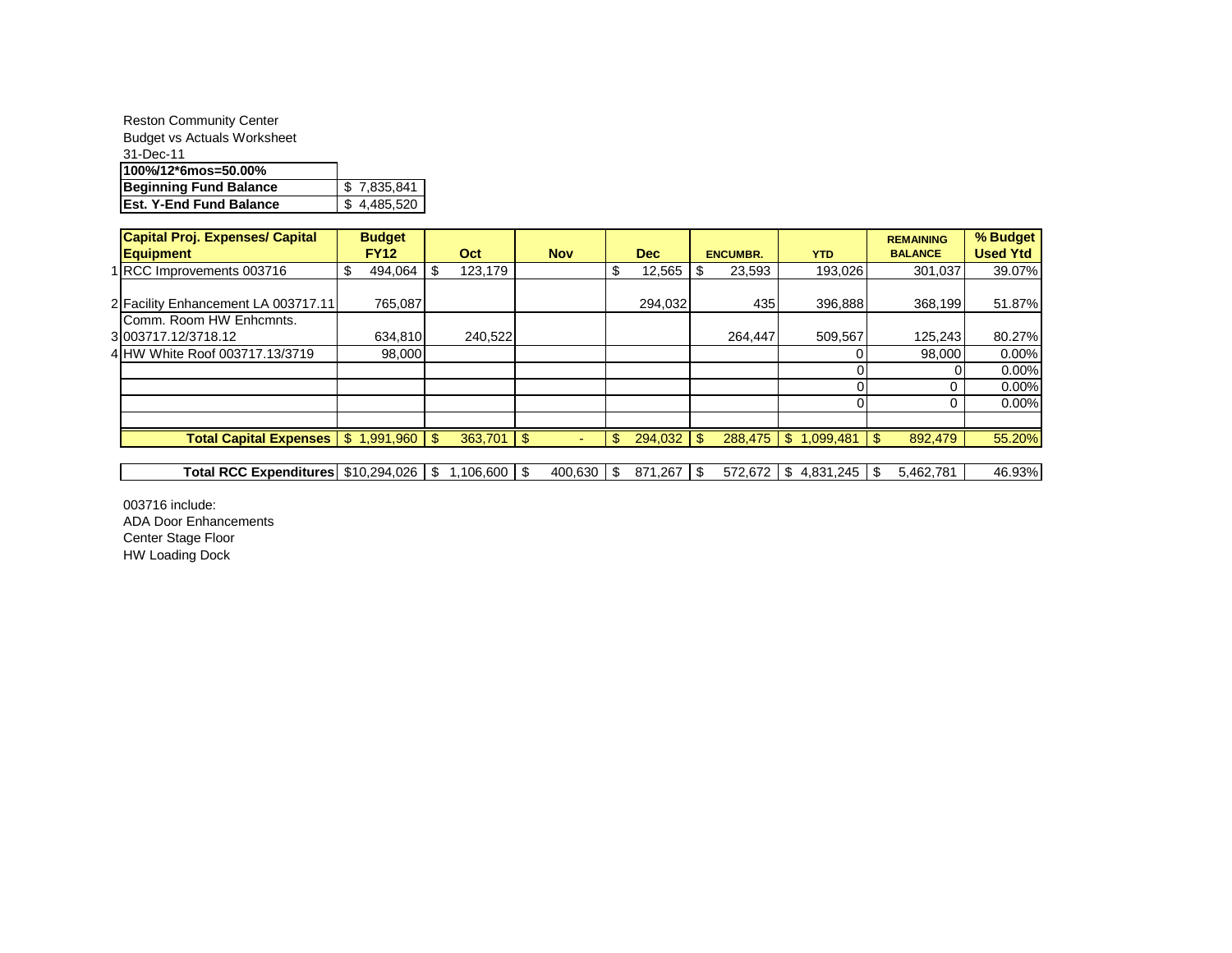Reston Community Center
Budget vs Actuals Worksheet
31-Dec-11

| **100%/12*6mos=50.00%** | |
|---|---|
| **Beginning Fund Balance** | $ 7,835,841 |
| **Est. Y-End Fund Balance** | $ 4,485,520 |

| | **Capital Proj. Expenses/ Capital Equipment** | **Budget FY12** | **Oct** | **Nov** | **Dec** | **ENCUMBR.** | **YTD** | **REMAINING BALANCE** | **% Budget Used Ytd** |
|---|---|---|---|---|---|---|---|---|---|
| 1 | RCC Improvements 003716 | $ 494,064 | $ 123,179 | | $ 12,565 | $ 23,593 | 193,026 | 301,037 | 39.07% |
| 2 | Facility Enhancement LA 003717.11 | 765,087 | | | 294,032 | 435 | 396,888 | 368,199 | 51.87% |
| 3 | Comm. Room HW Enhcmnts. 003717.12/3718.12 | 634,810 | 240,522 | | | 264,447 | 509,567 | 125,243 | 80.27% |
| 4 | HW White Roof 003717.13/3719 | 98,000 | | | | | 0 | 98,000 | 0.00% |
| | | | | | | | 0 | 0 | 0.00% |
| | | | | | | | 0 | 0 | 0.00% |
| | | | | | | | 0 | 0 | 0.00% |
| | | | | | | | | | |
| | **Total Capital Expenses** | $ 1,991,960 | $ 363,701 | $ - | $ 294,032 | $ 288,475 | $ 1,099,481 | $ 892,479 | 55.20% |
| | | | | | | | | | |
| | **Total RCC Expenditures** | $10,294,026 | $ 1,106,600 | $ 400,630 | $ 871,267 | $ 572,672 | $ 4,831,245 | $ 5,462,781 | 46.93% |

003716 include:
ADA Door Enhancements
Center Stage Floor
HW Loading Dock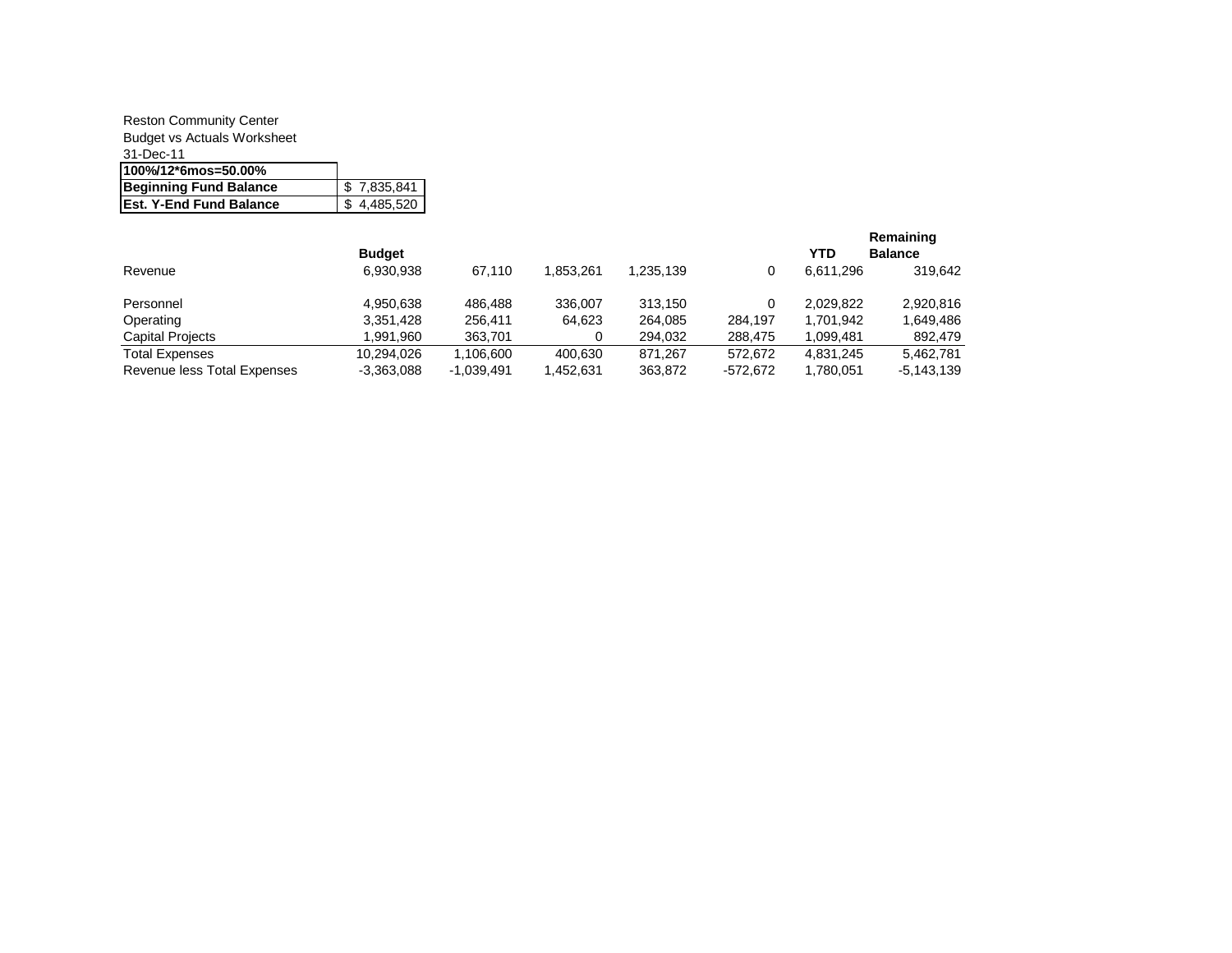Reston Community Center
Budget vs Actuals Worksheet
31-Dec-11

| **100%/12*6mos=50.00%** | |
|---|---|
| **Beginning Fund Balance** | $ 7,835,841 |
| **Est. Y-End Fund Balance** | $ 4,485,520 |

| | **Budget** | | | | | **YTD** | **Remaining Balance** |
|---|---|---|---|---|---|---|---|
| Revenue | 6,930,938 | 67,110 | 1,853,261 | 1,235,139 | 0 | 6,611,296 | 319,642 |
| | | | | | | | |
| Personnel | 4,950,638 | 486,488 | 336,007 | 313,150 | 0 | 2,029,822 | 2,920,816 |
| Operating | 3,351,428 | 256,411 | 64,623 | 264,085 | 284,197 | 1,701,942 | 1,649,486 |
| Capital Projects | 1,991,960 | 363,701 | 0 | 294,032 | 288,475 | 1,099,481 | 892,479 |
| Total Expenses | 10,294,026 | 1,106,600 | 400,630 | 871,267 | 572,672 | 4,831,245 | 5,462,781 |
| Revenue less Total Expenses | -3,363,088 | -1,039,491 | 1,452,631 | 363,872 | -572,672 | 1,780,051 | -5,143,139 |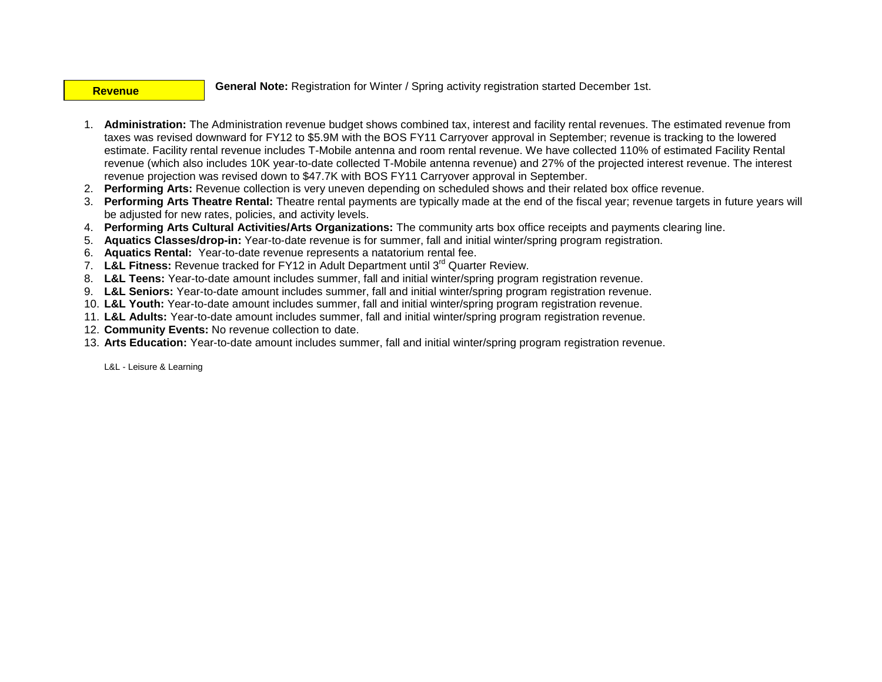**Revenue**

**General Note:** Registration for Winter / Spring activity registration started December 1st.

1. **Administration:** The Administration revenue budget shows combined tax, interest and facility rental revenues. The estimated revenue from taxes was revised downward for FY12 to $5.9M with the BOS FY11 Carryover approval in September; revenue is tracking to the lowered estimate. Facility rental revenue includes T-Mobile antenna and room rental revenue. We have collected 110% of estimated Facility Rental revenue (which also includes 10K year-to-date collected T-Mobile antenna revenue) and 27% of the projected interest revenue. The interest revenue projection was revised down to $47.7K with BOS FY11 Carryover approval in September.
2. **Performing Arts:** Revenue collection is very uneven depending on scheduled shows and their related box office revenue.
3. **Performing Arts Theatre Rental:** Theatre rental payments are typically made at the end of the fiscal year; revenue targets in future years will be adjusted for new rates, policies, and activity levels.
4. **Performing Arts Cultural Activities/Arts Organizations:** The community arts box office receipts and payments clearing line.
5. **Aquatics Classes/drop-in:** Year-to-date revenue is for summer, fall and initial winter/spring program registration.
6. **Aquatics Rental:** Year-to-date revenue represents a natatorium rental fee.
7. **L&L Fitness:** Revenue tracked for FY12 in Adult Department until 3rd Quarter Review.
8. **L&L Teens:** Year-to-date amount includes summer, fall and initial winter/spring program registration revenue.
9. **L&L Seniors:** Year-to-date amount includes summer, fall and initial winter/spring program registration revenue.
10. **L&L Youth:** Year-to-date amount includes summer, fall and initial winter/spring program registration revenue.
11. **L&L Adults:** Year-to-date amount includes summer, fall and initial winter/spring program registration revenue.
12. **Community Events:** No revenue collection to date.
13. **Arts Education:** Year-to-date amount includes summer, fall and initial winter/spring program registration revenue.

L&L - Leisure & Learning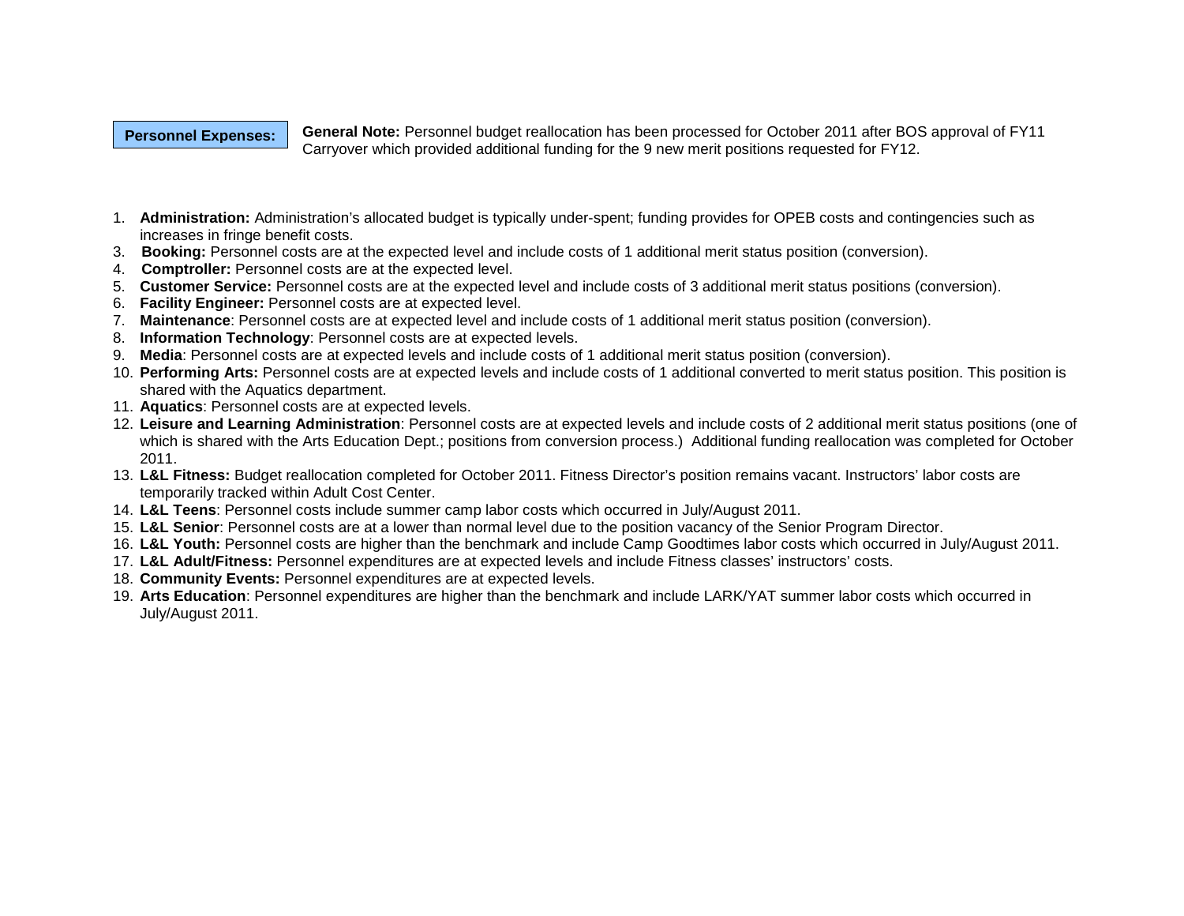**Personnel Expenses:**

**General Note:** Personnel budget reallocation has been processed for October 2011 after BOS approval of FY11 Carryover which provided additional funding for the 9 new merit positions requested for FY12.

1. **Administration:** Administration's allocated budget is typically under-spent; funding provides for OPEB costs and contingencies such as increases in fringe benefit costs.
3. **Booking:** Personnel costs are at the expected level and include costs of 1 additional merit status position (conversion).
4. **Comptroller:** Personnel costs are at the expected level.
5. **Customer Service:** Personnel costs are at the expected level and include costs of 3 additional merit status positions (conversion).
6. **Facility Engineer:** Personnel costs are at expected level.
7. **Maintenance**: Personnel costs are at expected level and include costs of 1 additional merit status position (conversion).
8. **Information Technology**: Personnel costs are at expected levels.
9. **Media**: Personnel costs are at expected levels and include costs of 1 additional merit status position (conversion).
10. **Performing Arts:** Personnel costs are at expected levels and include costs of 1 additional converted to merit status position. This position is shared with the Aquatics department.
11. **Aquatics**: Personnel costs are at expected levels.
12. **Leisure and Learning Administration**: Personnel costs are at expected levels and include costs of 2 additional merit status positions (one of which is shared with the Arts Education Dept.; positions from conversion process.) Additional funding reallocation was completed for October 2011.
13. **L&L Fitness:** Budget reallocation completed for October 2011. Fitness Director's position remains vacant. Instructors' labor costs are temporarily tracked within Adult Cost Center.
14. **L&L Teens**: Personnel costs include summer camp labor costs which occurred in July/August 2011.
15. **L&L Senior**: Personnel costs are at a lower than normal level due to the position vacancy of the Senior Program Director.
16. **L&L Youth:** Personnel costs are higher than the benchmark and include Camp Goodtimes labor costs which occurred in July/August 2011.
17. **L&L Adult/Fitness:** Personnel expenditures are at expected levels and include Fitness classes' instructors' costs.
18. **Community Events:** Personnel expenditures are at expected levels.
19. **Arts Education**: Personnel expenditures are higher than the benchmark and include LARK/YAT summer labor costs which occurred in July/August 2011.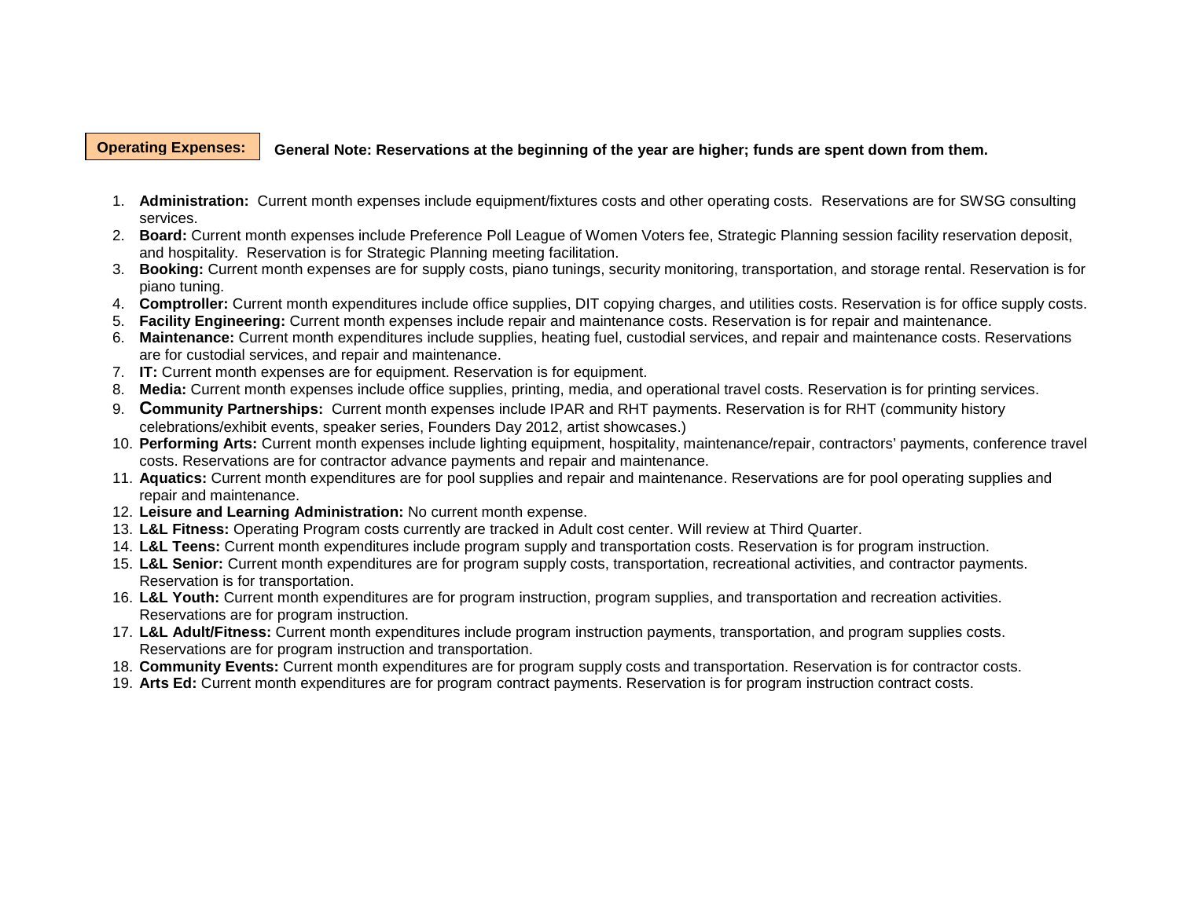**Operating Expenses:** **General Note: Reservations at the beginning of the year are higher; funds are spent down from them.**

1. **Administration:** Current month expenses include equipment/fixtures costs and other operating costs. Reservations are for SWSG consulting services.
2. **Board:** Current month expenses include Preference Poll League of Women Voters fee, Strategic Planning session facility reservation deposit, and hospitality. Reservation is for Strategic Planning meeting facilitation.
3. **Booking:** Current month expenses are for supply costs, piano tunings, security monitoring, transportation, and storage rental. Reservation is for piano tuning.
4. **Comptroller:** Current month expenditures include office supplies, DIT copying charges, and utilities costs. Reservation is for office supply costs.
5. **Facility Engineering:** Current month expenses include repair and maintenance costs. Reservation is for repair and maintenance.
6. **Maintenance:** Current month expenditures include supplies, heating fuel, custodial services, and repair and maintenance costs. Reservations are for custodial services, and repair and maintenance.
7. **IT:** Current month expenses are for equipment. Reservation is for equipment.
8. **Media:** Current month expenses include office supplies, printing, media, and operational travel costs. Reservation is for printing services.
9. **Community Partnerships:** Current month expenses include IPAR and RHT payments. Reservation is for RHT (community history celebrations/exhibit events, speaker series, Founders Day 2012, artist showcases.)
10. **Performing Arts:** Current month expenses include lighting equipment, hospitality, maintenance/repair, contractors' payments, conference travel costs. Reservations are for contractor advance payments and repair and maintenance.
11. **Aquatics:** Current month expenditures are for pool supplies and repair and maintenance. Reservations are for pool operating supplies and repair and maintenance.
12. **Leisure and Learning Administration:** No current month expense.
13. **L&L Fitness:** Operating Program costs currently are tracked in Adult cost center. Will review at Third Quarter.
14. **L&L Teens:** Current month expenditures include program supply and transportation costs. Reservation is for program instruction.
15. **L&L Senior:** Current month expenditures are for program supply costs, transportation, recreational activities, and contractor payments. Reservation is for transportation.
16. **L&L Youth:** Current month expenditures are for program instruction, program supplies, and transportation and recreation activities. Reservations are for program instruction.
17. **L&L Adult/Fitness:** Current month expenditures include program instruction payments, transportation, and program supplies costs. Reservations are for program instruction and transportation.
18. **Community Events:** Current month expenditures are for program supply costs and transportation. Reservation is for contractor costs.
19. **Arts Ed:** Current month expenditures are for program contract payments. Reservation is for program instruction contract costs.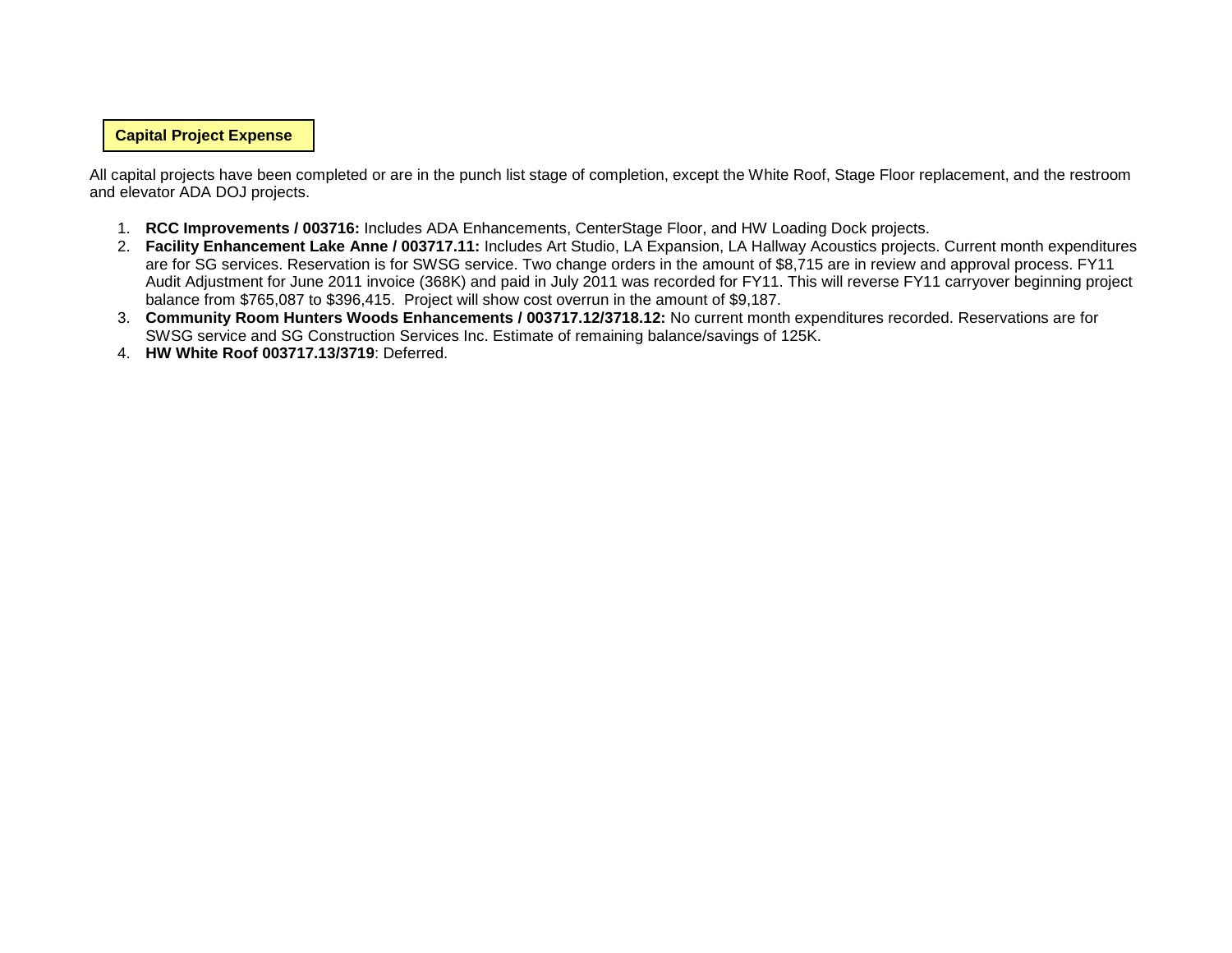**Capital Project Expense**

All capital projects have been completed or are in the punch list stage of completion, except the White Roof, Stage Floor replacement, and the restroom and elevator ADA DOJ projects.

1. **RCC Improvements / 003716:** Includes ADA Enhancements, CenterStage Floor, and HW Loading Dock projects.
2. **Facility Enhancement Lake Anne / 003717.11:** Includes Art Studio, LA Expansion, LA Hallway Acoustics projects. Current month expenditures are for SG services. Reservation is for SWSG service. Two change orders in the amount of $8,715 are in review and approval process. FY11 Audit Adjustment for June 2011 invoice (368K) and paid in July 2011 was recorded for FY11. This will reverse FY11 carryover beginning project balance from $765,087 to $396,415. Project will show cost overrun in the amount of $9,187.
3. **Community Room Hunters Woods Enhancements / 003717.12/3718.12:** No current month expenditures recorded. Reservations are for SWSG service and SG Construction Services Inc. Estimate of remaining balance/savings of 125K.
4. **HW White Roof 003717.13/3719**: Deferred.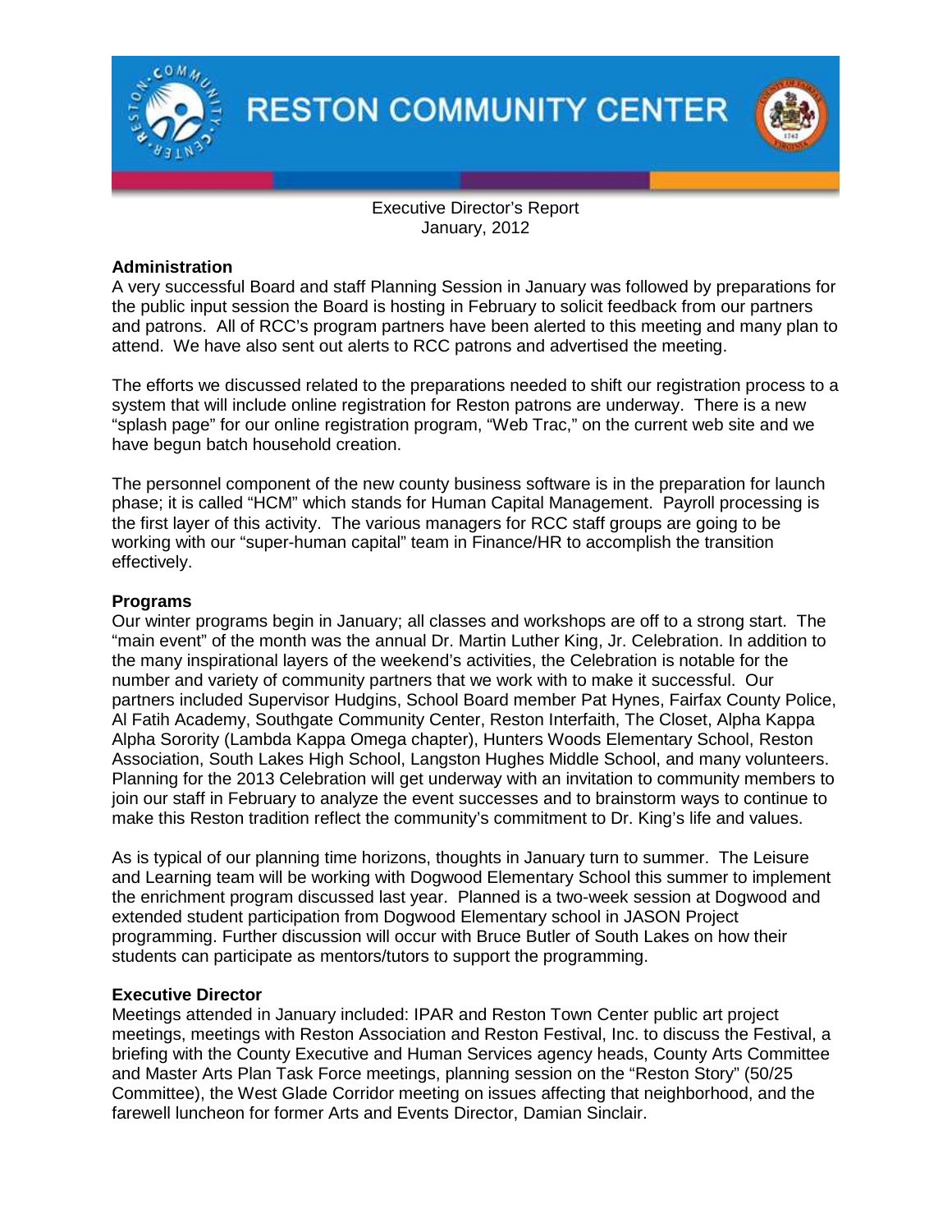# RESTON COMMUNITY CENTER

Executive Director's Report
January, 2012

**Administration**

A very successful Board and staff Planning Session in January was followed by preparations for the public input session the Board is hosting in February to solicit feedback from our partners and patrons. All of RCC's program partners have been alerted to this meeting and many plan to attend. We have also sent out alerts to RCC patrons and advertised the meeting.

The efforts we discussed related to the preparations needed to shift our registration process to a system that will include online registration for Reston patrons are underway. There is a new "splash page" for our online registration program, "Web Trac," on the current web site and we have begun batch household creation.

The personnel component of the new county business software is in the preparation for launch phase; it is called "HCM" which stands for Human Capital Management. Payroll processing is the first layer of this activity. The various managers for RCC staff groups are going to be working with our "super-human capital" team in Finance/HR to accomplish the transition effectively.

**Programs**

Our winter programs begin in January; all classes and workshops are off to a strong start. The "main event" of the month was the annual Dr. Martin Luther King, Jr. Celebration. In addition to the many inspirational layers of the weekend's activities, the Celebration is notable for the number and variety of community partners that we work with to make it successful. Our partners included Supervisor Hudgins, School Board member Pat Hynes, Fairfax County Police, Al Fatih Academy, Southgate Community Center, Reston Interfaith, The Closet, Alpha Kappa Alpha Sorority (Lambda Kappa Omega chapter), Hunters Woods Elementary School, Reston Association, South Lakes High School, Langston Hughes Middle School, and many volunteers. Planning for the 2013 Celebration will get underway with an invitation to community members to join our staff in February to analyze the event successes and to brainstorm ways to continue to make this Reston tradition reflect the community's commitment to Dr. King's life and values.

As is typical of our planning time horizons, thoughts in January turn to summer. The Leisure and Learning team will be working with Dogwood Elementary School this summer to implement the enrichment program discussed last year. Planned is a two-week session at Dogwood and extended student participation from Dogwood Elementary school in JASON Project programming. Further discussion will occur with Bruce Butler of South Lakes on how their students can participate as mentors/tutors to support the programming.

**Executive Director**

Meetings attended in January included: IPAR and Reston Town Center public art project meetings, meetings with Reston Association and Reston Festival, Inc. to discuss the Festival, a briefing with the County Executive and Human Services agency heads, County Arts Committee and Master Arts Plan Task Force meetings, planning session on the "Reston Story" (50/25 Committee), the West Glade Corridor meeting on issues affecting that neighborhood, and the farewell luncheon for former Arts and Events Director, Damian Sinclair.